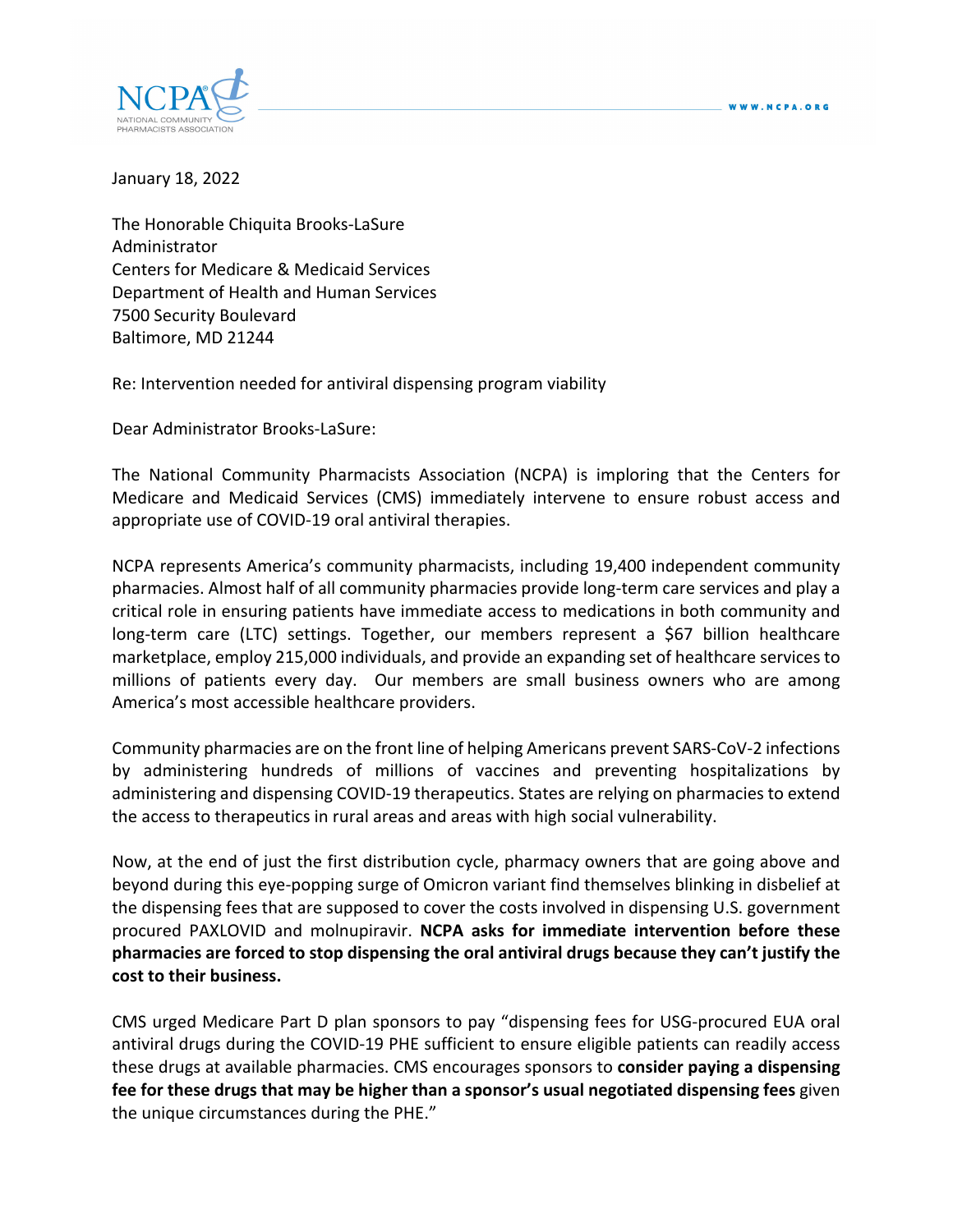January 18, 2022

The Honorable Chiquita Brooks-LaSure
Administrator
Centers for Medicare & Medicaid Services
Department of Health and Human Services
7500 Security Boulevard
Baltimore, MD 21244

Re: Intervention needed for antiviral dispensing program viability

Dear Administrator Brooks-LaSure:

The National Community Pharmacists Association (NCPA) is imploring that the Centers for Medicare and Medicaid Services (CMS) immediately intervene to ensure robust access and appropriate use of COVID-19 oral antiviral therapies.

NCPA represents America's community pharmacists, including 19,400 independent community pharmacies. Almost half of all community pharmacies provide long-term care services and play a critical role in ensuring patients have immediate access to medications in both community and long-term care (LTC) settings. Together, our members represent a $67 billion healthcare marketplace, employ 215,000 individuals, and provide an expanding set of healthcare services to millions of patients every day. Our members are small business owners who are among America's most accessible healthcare providers.

Community pharmacies are on the front line of helping Americans prevent SARS-CoV-2 infections by administering hundreds of millions of vaccines and preventing hospitalizations by administering and dispensing COVID-19 therapeutics. States are relying on pharmacies to extend the access to therapeutics in rural areas and areas with high social vulnerability.

Now, at the end of just the first distribution cycle, pharmacy owners that are going above and beyond during this eye-popping surge of Omicron variant find themselves blinking in disbelief at the dispensing fees that are supposed to cover the costs involved in dispensing U.S. government procured PAXLOVID and molnupiravir. **NCPA asks for immediate intervention before these pharmacies are forced to stop dispensing the oral antiviral drugs because they can't justify the cost to their business.**

CMS urged Medicare Part D plan sponsors to pay "dispensing fees for USG-procured EUA oral antiviral drugs during the COVID-19 PHE sufficient to ensure eligible patients can readily access these drugs at available pharmacies. CMS encourages sponsors to **consider paying a dispensing fee for these drugs that may be higher than a sponsor's usual negotiated dispensing fees** given the unique circumstances during the PHE."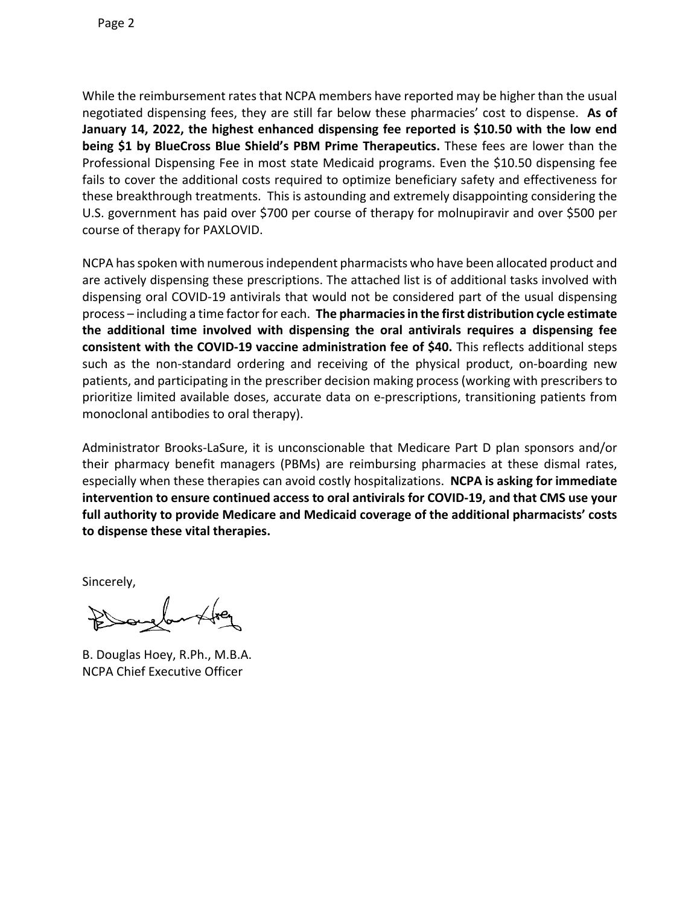While the reimbursement rates that NCPA members have reported may be higher than the usual negotiated dispensing fees, they are still far below these pharmacies' cost to dispense. **As of January 14, 2022, the highest enhanced dispensing fee reported is $10.50 with the low end being $1 by BlueCross Blue Shield's PBM Prime Therapeutics.** These fees are lower than the Professional Dispensing Fee in most state Medicaid programs. Even the $10.50 dispensing fee fails to cover the additional costs required to optimize beneficiary safety and effectiveness for these breakthrough treatments. This is astounding and extremely disappointing considering the U.S. government has paid over $700 per course of therapy for molnupiravir and over $500 per course of therapy for PAXLOVID.

NCPA has spoken with numerous independent pharmacists who have been allocated product and are actively dispensing these prescriptions. The attached list is of additional tasks involved with dispensing oral COVID-19 antivirals that would not be considered part of the usual dispensing process – including a time factor for each. **The pharmacies in the first distribution cycle estimate the additional time involved with dispensing the oral antivirals requires a dispensing fee consistent with the COVID-19 vaccine administration fee of $40.** This reflects additional steps such as the non-standard ordering and receiving of the physical product, on-boarding new patients, and participating in the prescriber decision making process (working with prescribers to prioritize limited available doses, accurate data on e-prescriptions, transitioning patients from monoclonal antibodies to oral therapy).

Administrator Brooks-LaSure, it is unconscionable that Medicare Part D plan sponsors and/or their pharmacy benefit managers (PBMs) are reimbursing pharmacies at these dismal rates, especially when these therapies can avoid costly hospitalizations. **NCPA is asking for immediate intervention to ensure continued access to oral antivirals for COVID-19, and that CMS use your full authority to provide Medicare and Medicaid coverage of the additional pharmacists' costs to dispense these vital therapies.**

Sincerely,

B. Douglas Hoey, R.Ph., M.B.A.
NCPA Chief Executive Officer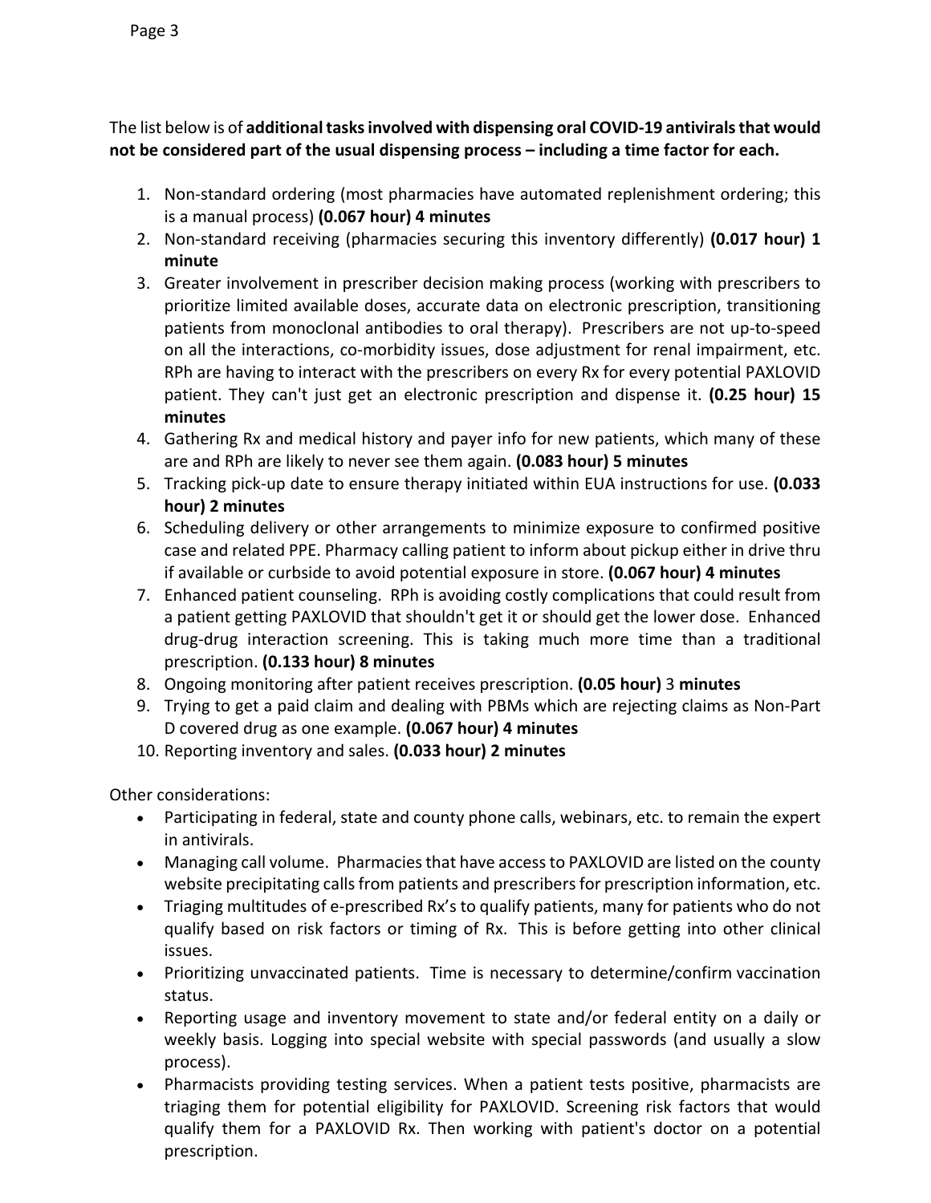The list below is of **additional tasks involved with dispensing oral COVID-19 antivirals that would not be considered part of the usual dispensing process – including a time factor for each.**

1. Non-standard ordering (most pharmacies have automated replenishment ordering; this is a manual process) **(0.067 hour) 4 minutes**
2. Non-standard receiving (pharmacies securing this inventory differently) **(0.017 hour) 1 minute**
3. Greater involvement in prescriber decision making process (working with prescribers to prioritize limited available doses, accurate data on electronic prescription, transitioning patients from monoclonal antibodies to oral therapy). Prescribers are not up-to-speed on all the interactions, co-morbidity issues, dose adjustment for renal impairment, etc. RPh are having to interact with the prescribers on every Rx for every potential PAXLOVID patient. They can't just get an electronic prescription and dispense it. **(0.25 hour) 15 minutes**
4. Gathering Rx and medical history and payer info for new patients, which many of these are and RPh are likely to never see them again. **(0.083 hour) 5 minutes**
5. Tracking pick-up date to ensure therapy initiated within EUA instructions for use. **(0.033 hour) 2 minutes**
6. Scheduling delivery or other arrangements to minimize exposure to confirmed positive case and related PPE. Pharmacy calling patient to inform about pickup either in drive thru if available or curbside to avoid potential exposure in store. **(0.067 hour) 4 minutes**
7. Enhanced patient counseling. RPh is avoiding costly complications that could result from a patient getting PAXLOVID that shouldn't get it or should get the lower dose. Enhanced drug-drug interaction screening. This is taking much more time than a traditional prescription. **(0.133 hour) 8 minutes**
8. Ongoing monitoring after patient receives prescription. **(0.05 hour)** 3 **minutes**
9. Trying to get a paid claim and dealing with PBMs which are rejecting claims as Non-Part D covered drug as one example. **(0.067 hour) 4 minutes**
10. Reporting inventory and sales. **(0.033 hour) 2 minutes**

Other considerations:

- Participating in federal, state and county phone calls, webinars, etc. to remain the expert in antivirals.
- Managing call volume. Pharmacies that have access to PAXLOVID are listed on the county website precipitating calls from patients and prescribers for prescription information, etc.
- Triaging multitudes of e-prescribed Rx's to qualify patients, many for patients who do not qualify based on risk factors or timing of Rx. This is before getting into other clinical issues.
- Prioritizing unvaccinated patients. Time is necessary to determine/confirm vaccination status.
- Reporting usage and inventory movement to state and/or federal entity on a daily or weekly basis. Logging into special website with special passwords (and usually a slow process).
- Pharmacists providing testing services. When a patient tests positive, pharmacists are triaging them for potential eligibility for PAXLOVID. Screening risk factors that would qualify them for a PAXLOVID Rx. Then working with patient's doctor on a potential prescription.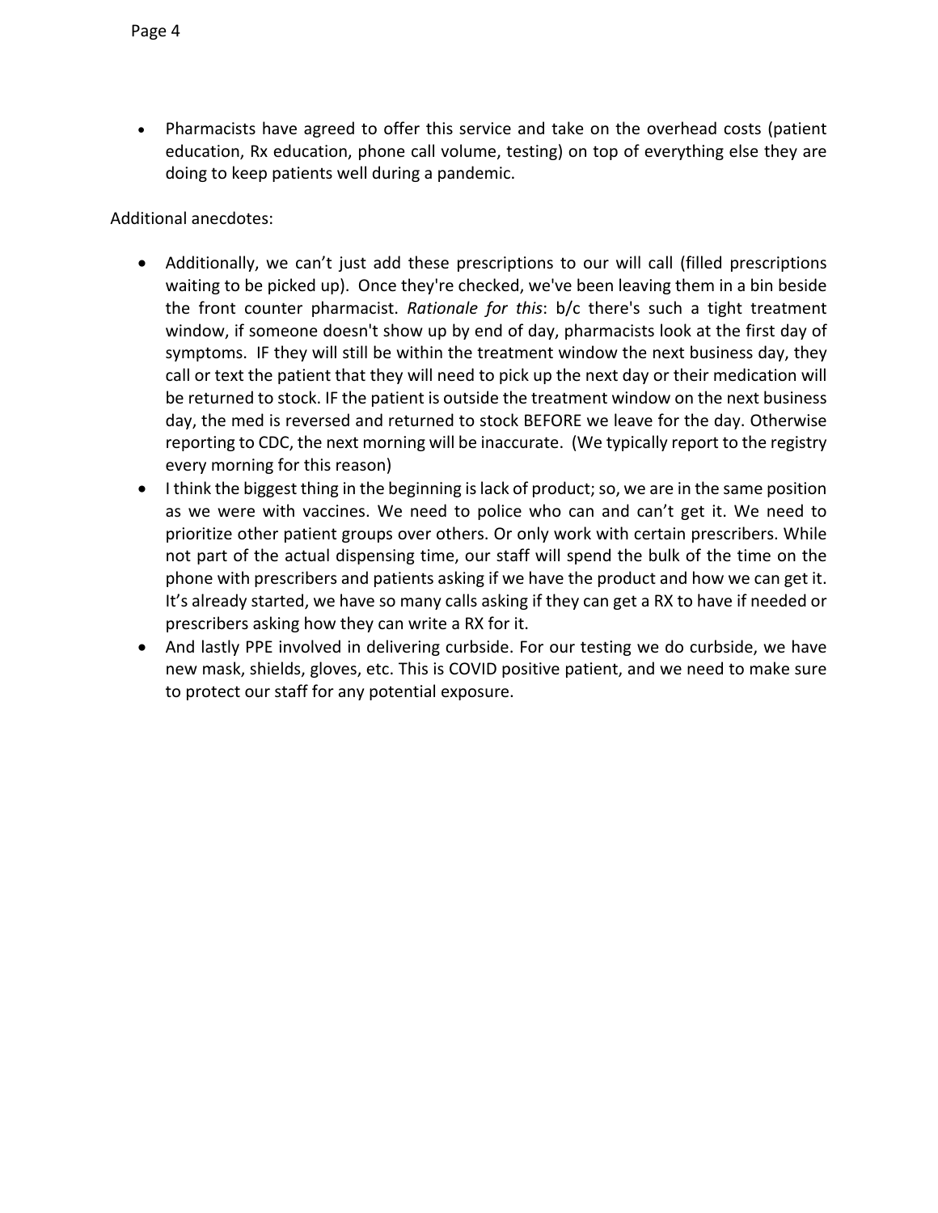- Pharmacists have agreed to offer this service and take on the overhead costs (patient education, Rx education, phone call volume, testing) on top of everything else they are doing to keep patients well during a pandemic.

Additional anecdotes:

- Additionally, we can't just add these prescriptions to our will call (filled prescriptions waiting to be picked up). Once they're checked, we've been leaving them in a bin beside the front counter pharmacist. *Rationale for this*: b/c there's such a tight treatment window, if someone doesn't show up by end of day, pharmacists look at the first day of symptoms. IF they will still be within the treatment window the next business day, they call or text the patient that they will need to pick up the next day or their medication will be returned to stock. IF the patient is outside the treatment window on the next business day, the med is reversed and returned to stock BEFORE we leave for the day. Otherwise reporting to CDC, the next morning will be inaccurate. (We typically report to the registry every morning for this reason)
- I think the biggest thing in the beginning is lack of product; so, we are in the same position as we were with vaccines. We need to police who can and can't get it. We need to prioritize other patient groups over others. Or only work with certain prescribers. While not part of the actual dispensing time, our staff will spend the bulk of the time on the phone with prescribers and patients asking if we have the product and how we can get it. It's already started, we have so many calls asking if they can get a RX to have if needed or prescribers asking how they can write a RX for it.
- And lastly PPE involved in delivering curbside. For our testing we do curbside, we have new mask, shields, gloves, etc. This is COVID positive patient, and we need to make sure to protect our staff for any potential exposure.